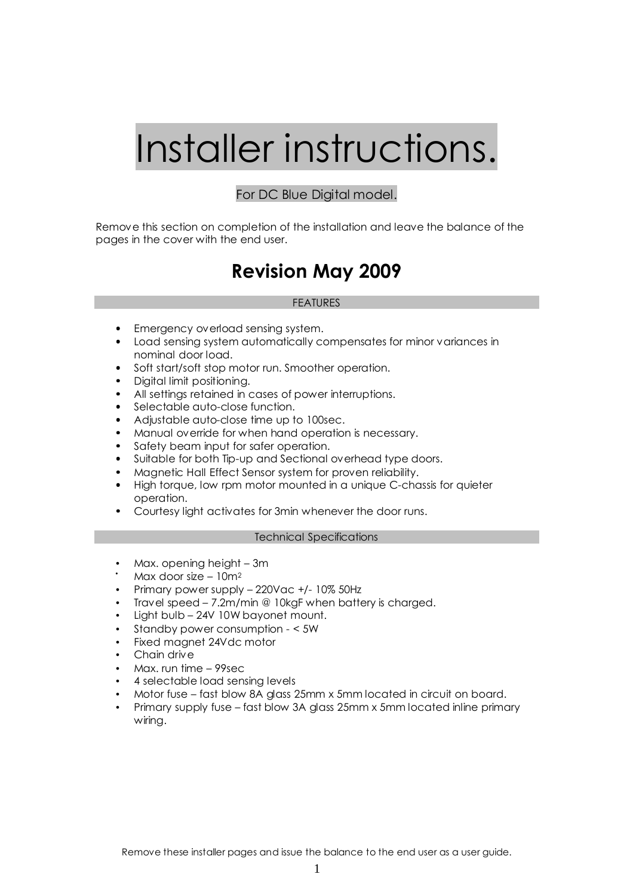# Installer instructions.

For DC Blue Digital model.

Remove this section on completion of the installation and leave the balance of the pages in the cover with the end user.

## Revision May 2009

### FEATURES

- Emergency overload sensing system.
- Load sensing system automatically compensates for minor variances in nominal door load.
- Soft start/soft stop motor run. Smoother operation.
- Digital limit positioning.
- All settings retained in cases of power interruptions.
- Selectable auto-close function.
- Adjustable auto-close time up to 100sec.
- Manual override for when hand operation is necessary.
- Safety beam input for safer operation.
- Suitable for both Tip-up and Sectional overhead type doors.
- Magnetic Hall Effect Sensor system for proven reliability.
- High torque, low rpm motor mounted in a unique C-chassis for quieter operation.
- Courtesy light activates for 3min whenever the door runs.

### Technical Specifications

- Max. opening height – 3m
- Max door size – 10m$^2$
- Primary power supply – 220Vac +/- 10% 50Hz
- Travel speed – 7.2m/min @ 10kgF when battery is charged.
- Light bulb – 24V 10W bayonet mount.
- Standby power consumption - < 5W
- Fixed magnet 24Vdc motor
- Chain drive
- Max. run time – 99sec
- 4 selectable load sensing levels
- Motor fuse – fast blow 8A glass 25mm x 5mm located in circuit on board.
- Primary supply fuse – fast blow 3A glass 25mm x 5mm located inline primary wiring.

Remove these installer pages and issue the balance to the end user as a user guide.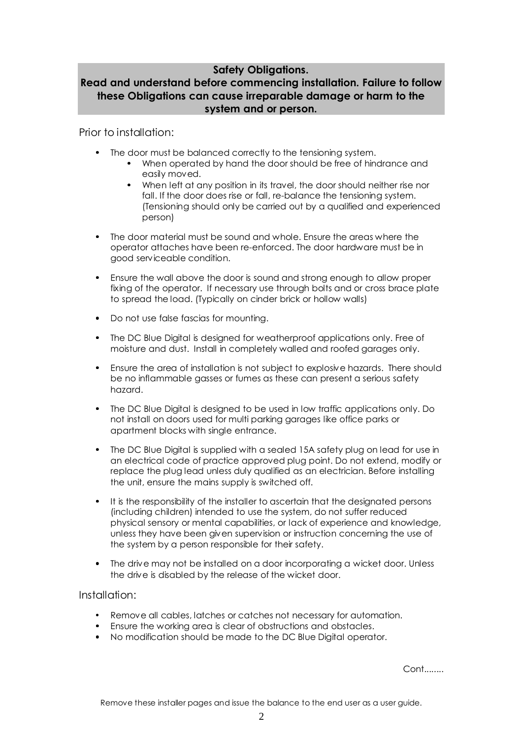**Safety Obligations.**
**Read and understand before commencing installation. Failure to follow these Obligations can cause irreparable damage or harm to the system and or person.**

Prior to installation:

- The door must be balanced correctly to the tensioning system.
    - When operated by hand the door should be free of hindrance and easily moved.
    - When left at any position in its travel, the door should neither rise nor fall. If the door does rise or fall, re-balance the tensioning system. (Tensioning should only be carried out by a qualified and experienced person)
- The door material must be sound and whole. Ensure the areas where the operator attaches have been re-enforced. The door hardware must be in good serviceable condition.
- Ensure the wall above the door is sound and strong enough to allow proper fixing of the operator. If necessary use through bolts and or cross brace plate to spread the load. (Typically on cinder brick or hollow walls)
- Do not use false fascias for mounting.
- The DC Blue Digital is designed for weatherproof applications only. Free of moisture and dust. Install in completely walled and roofed garages only.
- Ensure the area of installation is not subject to explosive hazards. There should be no inflammable gasses or fumes as these can present a serious safety hazard.
- The DC Blue Digital is designed to be used in low traffic applications only. Do not install on doors used for multi parking garages like office parks or apartment blocks with single entrance.
- The DC Blue Digital is supplied with a sealed 15A safety plug on lead for use in an electrical code of practice approved plug point. Do not extend, modify or replace the plug lead unless duly qualified as an electrician. Before installing the unit, ensure the mains supply is switched off.
- It is the responsibility of the installer to ascertain that the designated persons (including children) intended to use the system, do not suffer reduced physical sensory or mental capabilities, or lack of experience and knowledge, unless they have been given supervision or instruction concerning the use of the system by a person responsible for their safety.
- The drive may not be installed on a door incorporating a wicket door. Unless the drive is disabled by the release of the wicket door.

Installation:

- Remove all cables, latches or catches not necessary for automation.
- Ensure the working area is clear of obstructions and obstacles.
- No modification should be made to the DC Blue Digital operator.

Cont........

Remove these installer pages and issue the balance to the end user as a user guide.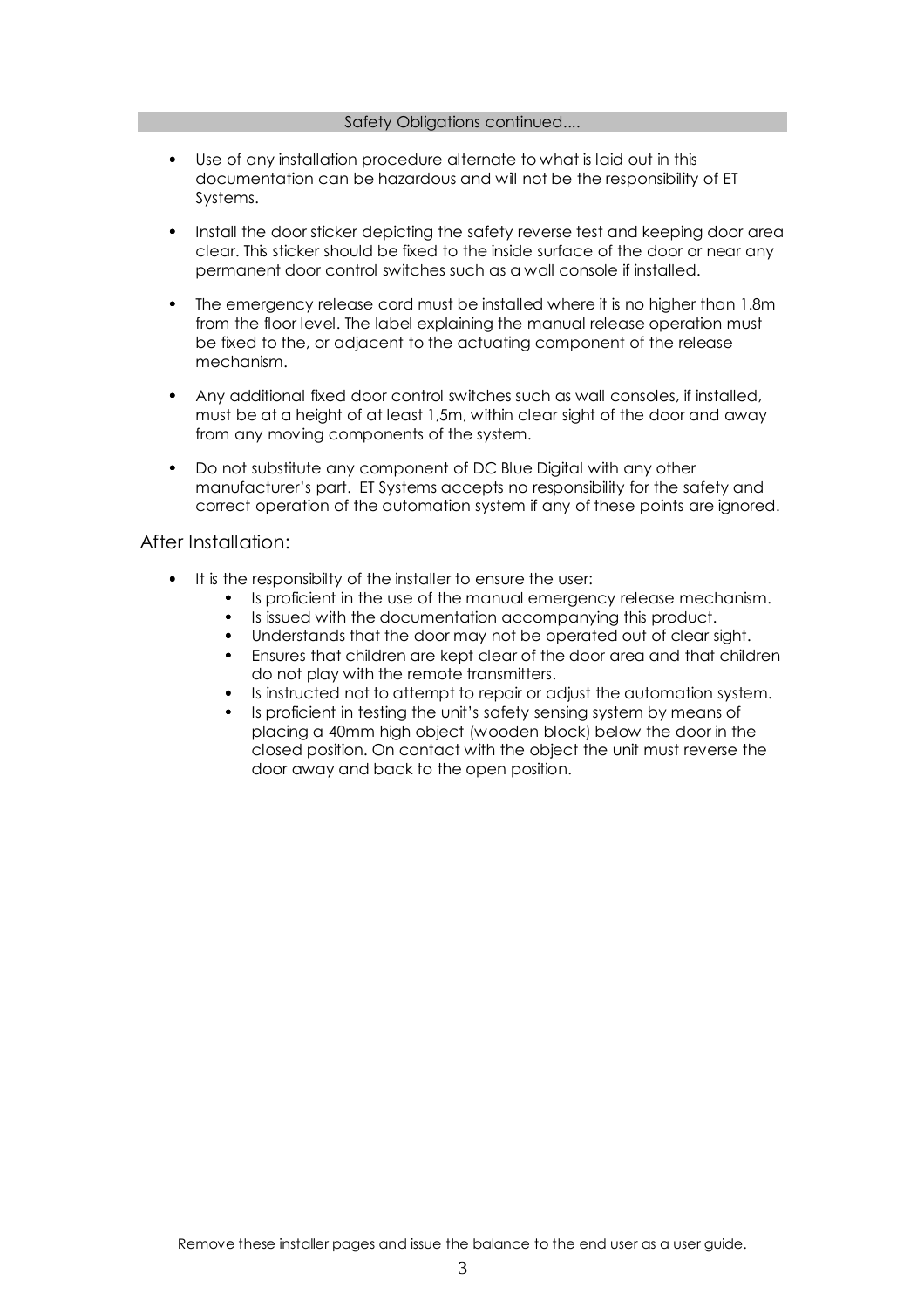## Safety Obligations continued....

- Use of any installation procedure alternate to what is laid out in this documentation can be hazardous and will not be the responsibility of ET Systems.
- Install the door sticker depicting the safety reverse test and keeping door area clear. This sticker should be fixed to the inside surface of the door or near any permanent door control switches such as a wall console if installed.
- The emergency release cord must be installed where it is no higher than 1.8m from the floor level. The label explaining the manual release operation must be fixed to the, or adjacent to the actuating component of the release mechanism.
- Any additional fixed door control switches such as wall consoles, if installed, must be at a height of at least 1,5m, within clear sight of the door and away from any moving components of the system.
- Do not substitute any component of DC Blue Digital with any other manufacturer's part. ET Systems accepts no responsibility for the safety and correct operation of the automation system if any of these points are ignored.

## After Installation:

- It is the responsibilty of the installer to ensure the user:
  - Is proficient in the use of the manual emergency release mechanism.
  - Is issued with the documentation accompanying this product.
  - Understands that the door may not be operated out of clear sight.
  - Ensures that children are kept clear of the door area and that children do not play with the remote transmitters.
  - Is instructed not to attempt to repair or adjust the automation system.
  - Is proficient in testing the unit's safety sensing system by means of placing a 40mm high object (wooden block) below the door in the closed position. On contact with the object the unit must reverse the door away and back to the open position.

Remove these installer pages and issue the balance to the end user as a user guide.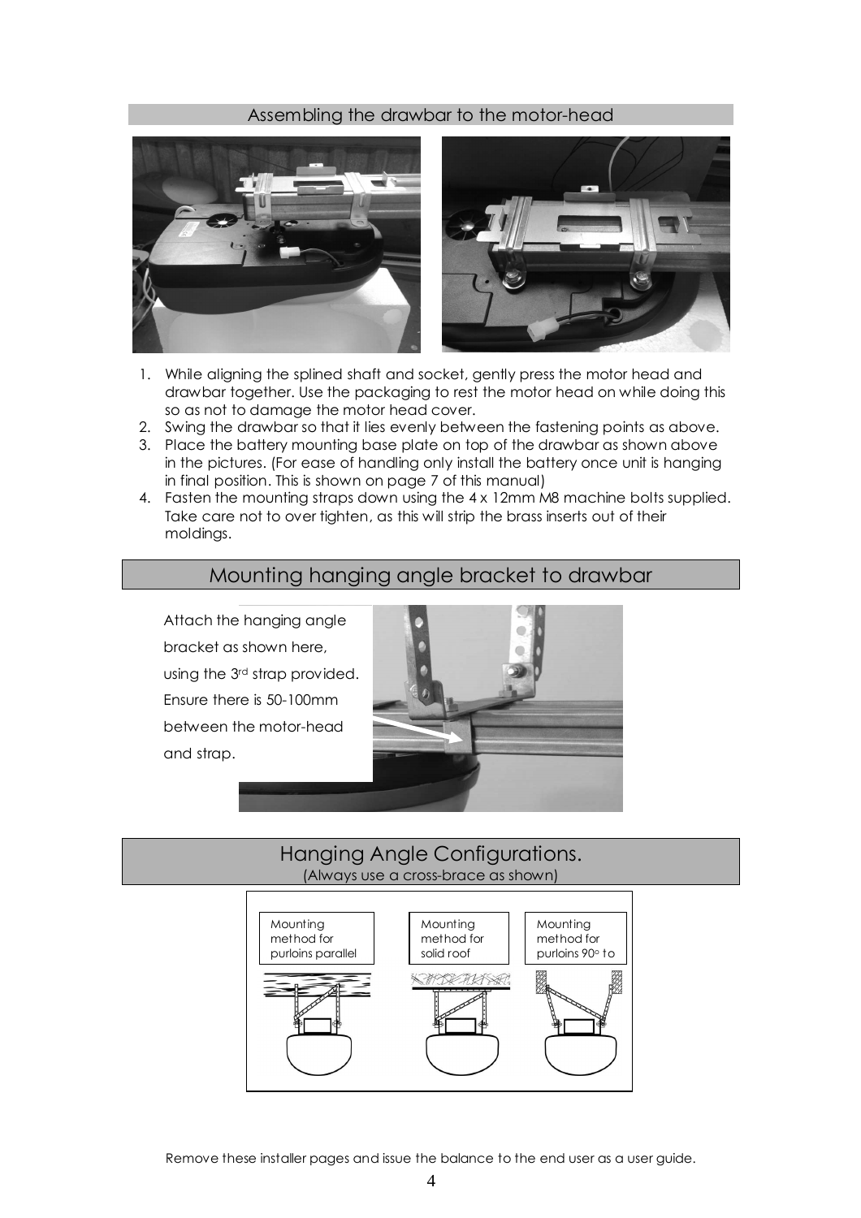## Assembling the drawbar to the motor-head

1. While aligning the splined shaft and socket, gently press the motor head and drawbar together. Use the packaging to rest the motor head on while doing this so as not to damage the motor head cover.
2. Swing the drawbar so that it lies evenly between the fastening points as above.
3. Place the battery mounting base plate on top of the drawbar as shown above in the pictures. (For ease of handling only install the battery once unit is hanging in final position. This is shown on page 7 of this manual)
4. Fasten the mounting straps down using the 4 x 12mm M8 machine bolts supplied. Take care not to over tighten, as this will strip the brass inserts out of their moldings.

## Mounting hanging angle bracket to drawbar

Attach the hanging angle bracket as shown here, using the 3rd strap provided. Ensure there is 50-100mm between the motor-head and strap.

## Hanging Angle Configurations.

(Always use a cross-brace as shown)

Mounting method for purloins parallel

Mounting method for solid roof

Mounting method for purloins 90° to

Remove these installer pages and issue the balance to the end user as a user guide.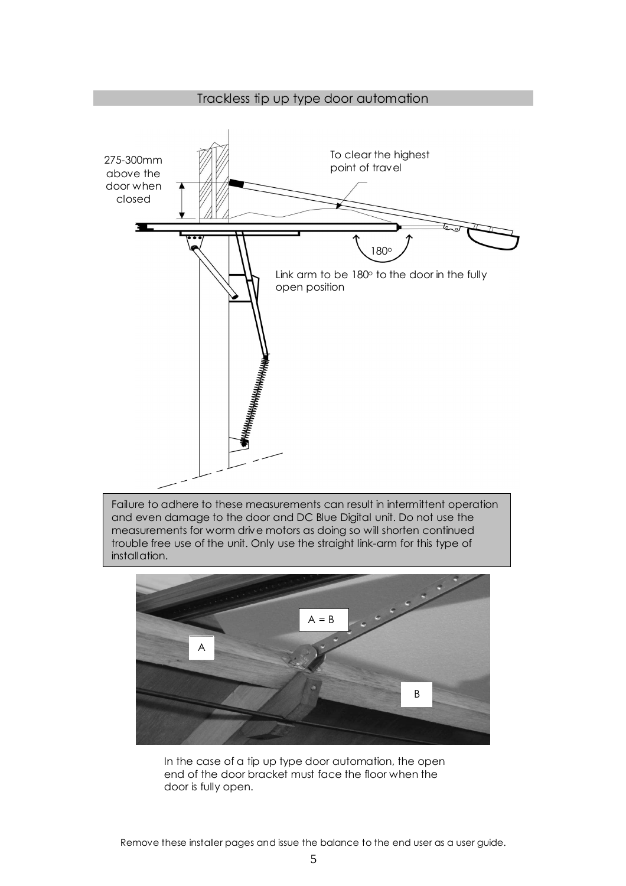## Trackless tip up type door automation

275-300mm above the door when closed

To clear the highest point of travel

180°

Link arm to be 180° to the door in the fully open position

Failure to adhere to these measurements can result in intermittent operation and even damage to the door and DC Blue Digital unit. Do not use the measurements for worm drive motors as doing so will shorten continued trouble free use of the unit. Only use the straight link-arm for this type of installation.

A = B

A

B

In the case of a tip up type door automation, the open end of the door bracket must face the floor when the door is fully open.

Remove these installer pages and issue the balance to the end user as a user guide.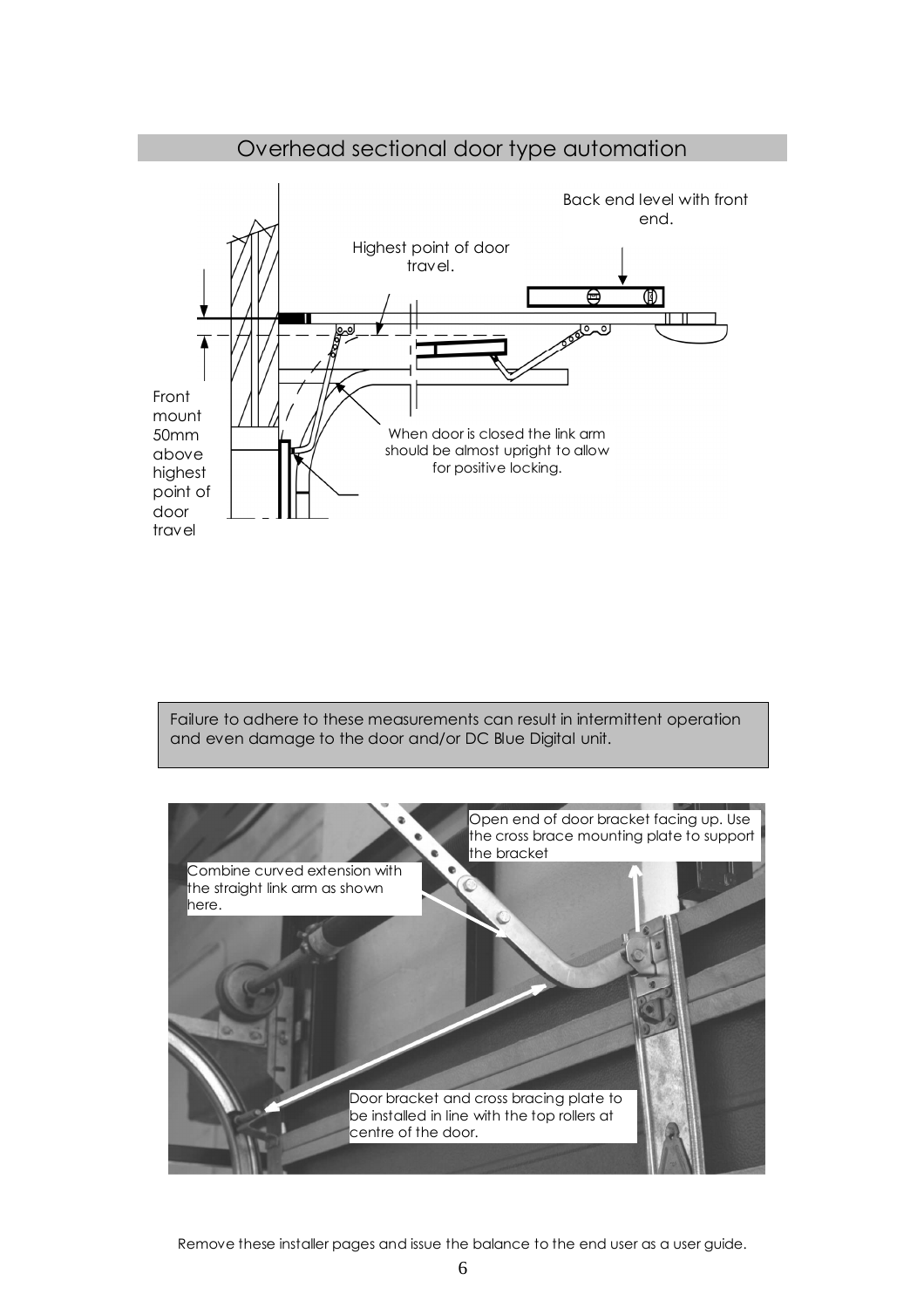## Overhead sectional door type automation

Back end level with front end.

Highest point of door travel.

Front mount 50mm above highest point of door travel

When door is closed the link arm should be almost upright to allow for positive locking.

Failure to adhere to these measurements can result in intermittent operation and even damage to the door and/or DC Blue Digital unit.

Open end of door bracket facing up. Use the cross brace mounting plate to support the bracket

Combine curved extension with the straight link arm as shown here.

Door bracket and cross bracing plate to be installed in line with the top rollers at centre of the door.

Remove these installer pages and issue the balance to the end user as a user guide.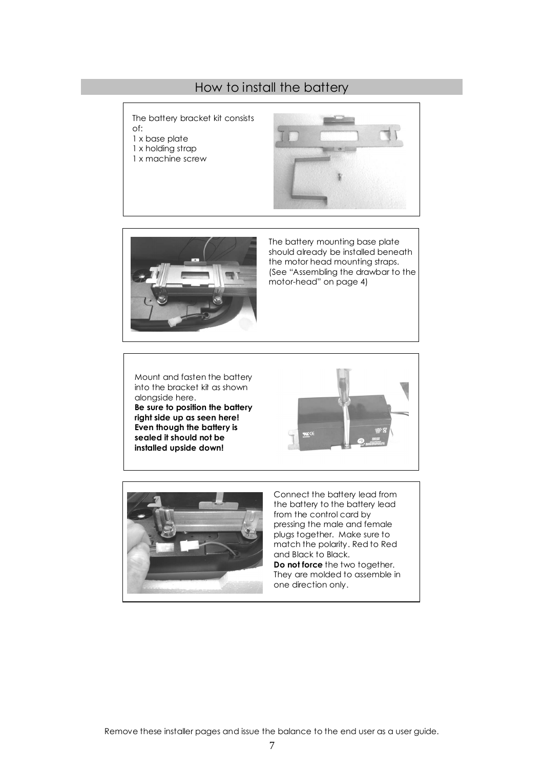## How to install the battery

The battery bracket kit consists of:
1 x base plate
1 x holding strap
1 x machine screw

The battery mounting base plate should already be installed beneath the motor head mounting straps. (See "Assembling the drawbar to the motor-head" on page 4)

Mount and fasten the battery into the bracket kit as shown alongside here.
**Be sure to position the battery right side up as seen here! Even though the battery is sealed it should not be installed upside down!**

Connect the battery lead from the battery to the battery lead from the control card by pressing the male and female plugs together. Make sure to match the polarity. Red to Red and Black to Black.
**Do not force** the two together. They are molded to assemble in one direction only.

Remove these installer pages and issue the balance to the end user as a user guide.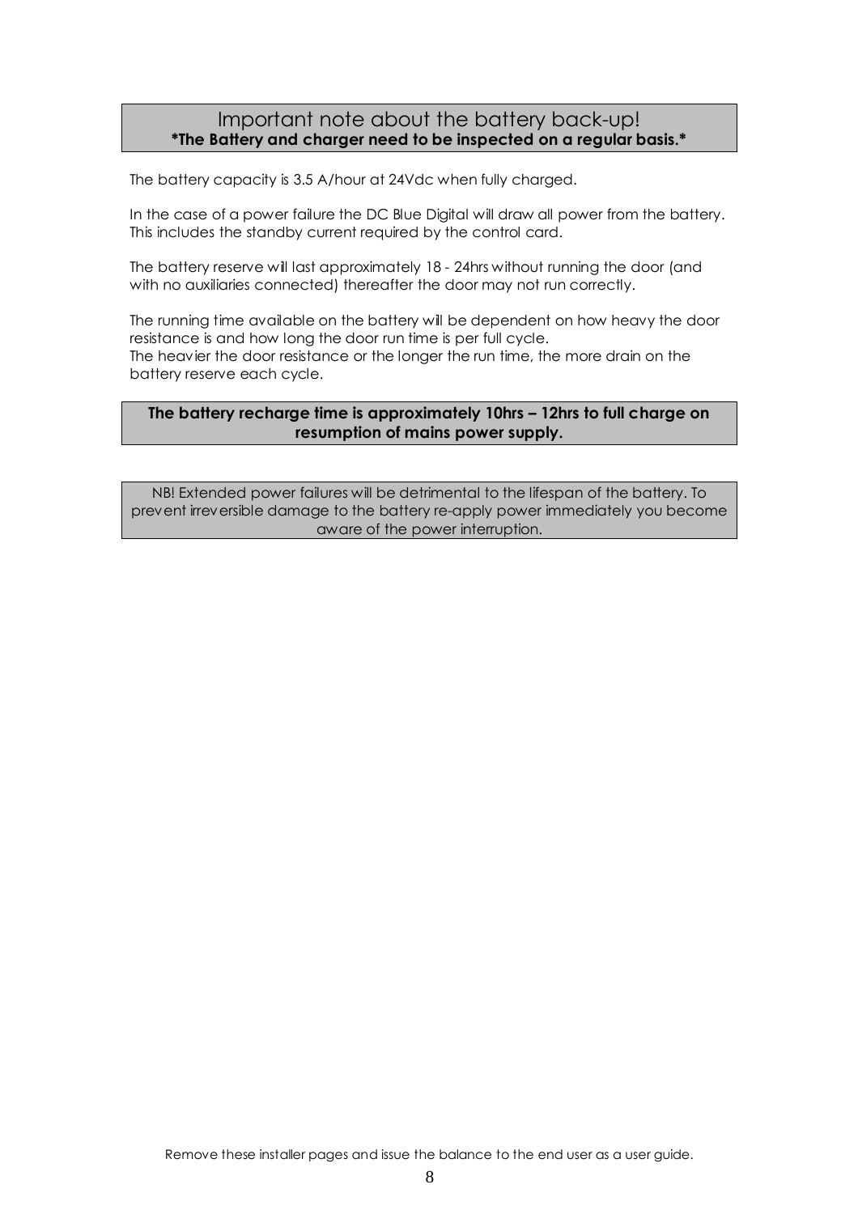## Important note about the battery back-up!

**\*The Battery and charger need to be inspected on a regular basis.\***

The battery capacity is 3.5 A/hour at 24Vdc when fully charged.

In the case of a power failure the DC Blue Digital will draw all power from the battery. This includes the standby current required by the control card.

The battery reserve will last approximately 18 - 24hrs without running the door (and with no auxiliaries connected) thereafter the door may not run correctly.

The running time available on the battery will be dependent on how heavy the door resistance is and how long the door run time is per full cycle.
The heavier the door resistance or the longer the run time, the more drain on the battery reserve each cycle.

**The battery recharge time is approximately 10hrs – 12hrs to full charge on resumption of mains power supply.**

NB! Extended power failures will be detrimental to the lifespan of the battery. To prevent irreversible damage to the battery re-apply power immediately you become aware of the power interruption.

Remove these installer pages and issue the balance to the end user as a user guide.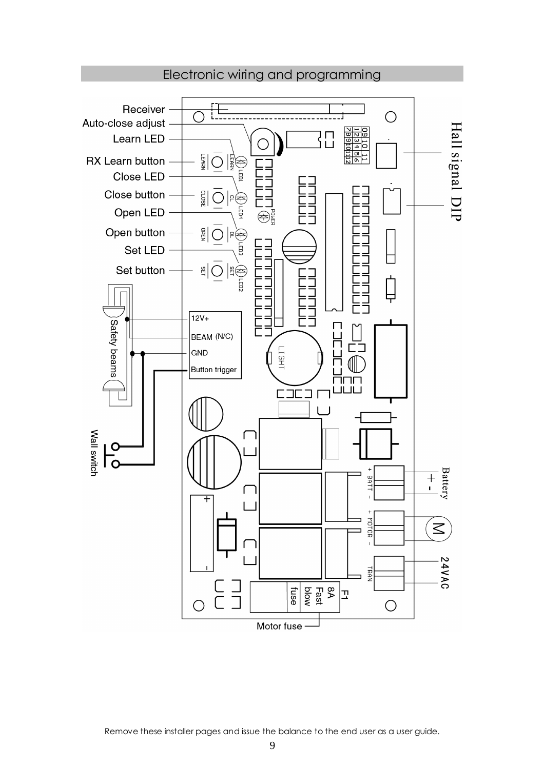## Electronic wiring and programming

Receiver

Auto-close adjust

Learn LED

RX Learn button

Close LED

Close button

Open LED

Open button

Set LED

Set button

Safety beams

12V+

BEAM (N/C)

GND

Button trigger

Wall switch

Hall signal DIP

Battery + -

M

24VAC

F1 8A Fast blow fuse

Motor fuse

Remove these installer pages and issue the balance to the end user as a user guide.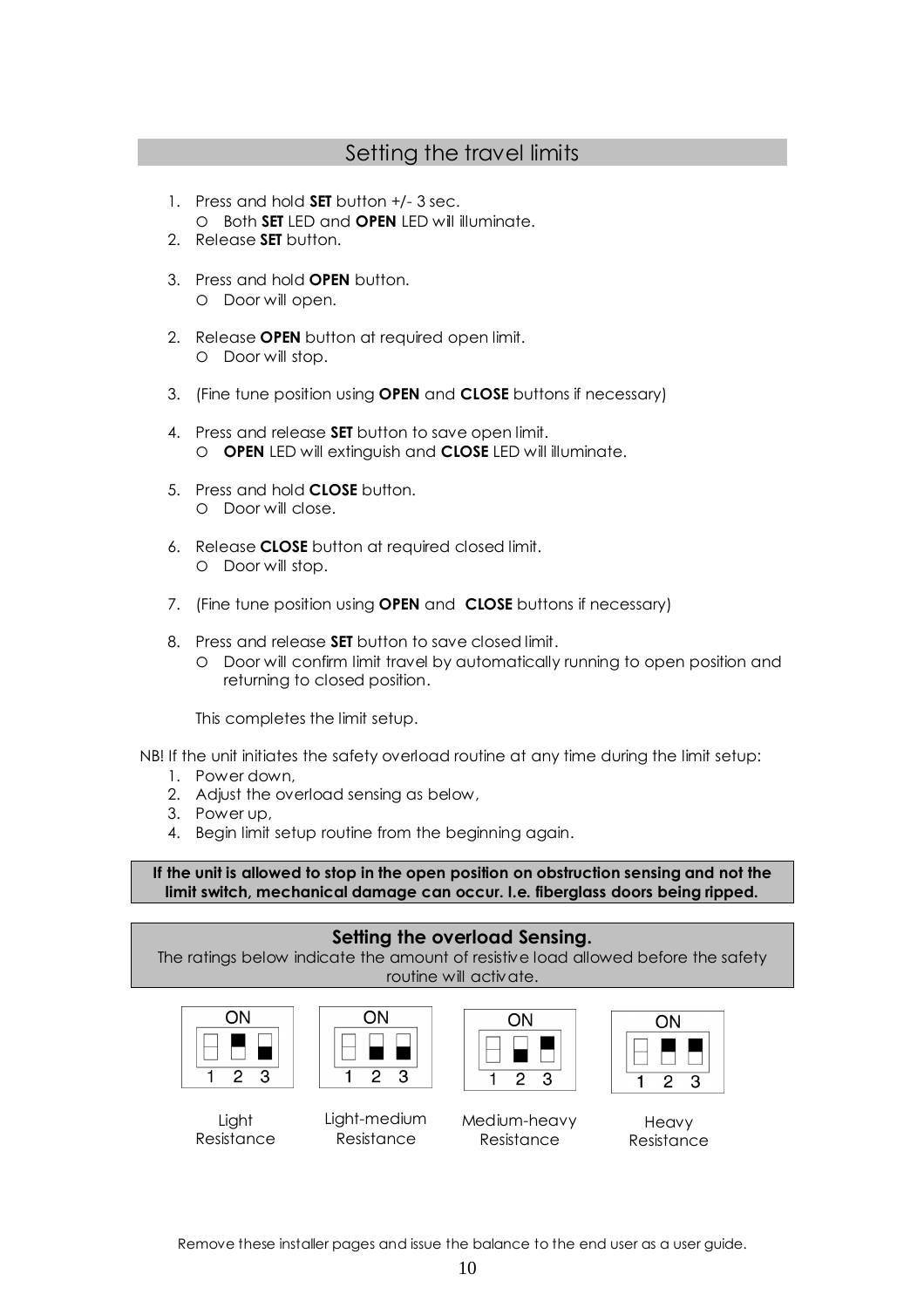## Setting the travel limits

1. Press and hold **SET** button +/- 3 sec.
   - Both **SET** LED and **OPEN** LED will illuminate.
2. Release **SET** button.

3. Press and hold **OPEN** button.
   - Door will open.

2. Release **OPEN** button at required open limit.
   - Door will stop.

3. (Fine tune position using **OPEN** and **CLOSE** buttons if necessary)

4. Press and release **SET** button to save open limit.
   - **OPEN** LED will extinguish and **CLOSE** LED will illuminate.

5. Press and hold **CLOSE** button.
   - Door will close.

6. Release **CLOSE** button at required closed limit.
   - Door will stop.

7. (Fine tune position using **OPEN** and **CLOSE** buttons if necessary)

8. Press and release **SET** button to save closed limit.
   - Door will confirm limit travel by automatically running to open position and returning to closed position.

   This completes the limit setup.

NB! If the unit initiates the safety overload routine at any time during the limit setup:
1. Power down,
2. Adjust the overload sensing as below,
3. Power up,
4. Begin limit setup routine from the beginning again.

**If the unit is allowed to stop in the open position on obstruction sensing and not the limit switch, mechanical damage can occur. I.e. fiberglass doors being ripped.**

**Setting the overload Sensing.**

The ratings below indicate the amount of resistive load allowed before the safety routine will activate.

| ON 1 2 3 | ON 1 2 3 | ON 1 2 3 | ON 1 2 3 |
|---|---|---|---|
| Light Resistance | Light-medium Resistance | Medium-heavy Resistance | Heavy Resistance |

Remove these installer pages and issue the balance to the end user as a user guide.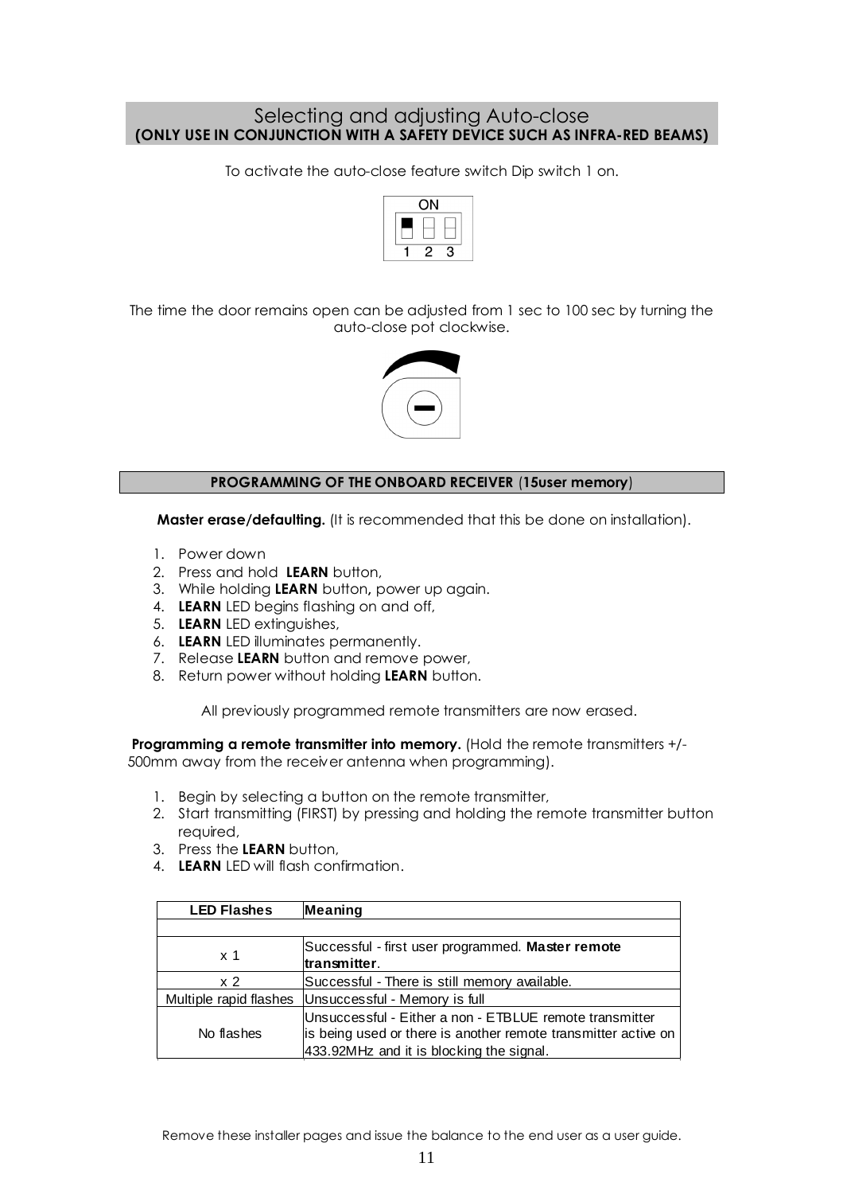## Selecting and adjusting Auto-close
**(ONLY USE IN CONJUNCTION WITH A SAFETY DEVICE SUCH AS INFRA-RED BEAMS)**

To activate the auto-close feature switch Dip switch 1 on.

ON

1 2 3

The time the door remains open can be adjusted from 1 sec to 100 sec by turning the auto-close pot clockwise.

## PROGRAMMING OF THE ONBOARD RECEIVER (15user memory)

**Master erase/defaulting.** (It is recommended that this be done on installation).

1. Power down
2. Press and hold **LEARN** button,
3. While holding **LEARN** button, power up again.
4. **LEARN** LED begins flashing on and off,
5. **LEARN** LED extinguishes,
6. **LEARN** LED illuminates permanently.
7. Release **LEARN** button and remove power,
8. Return power without holding **LEARN** button.

All previously programmed remote transmitters are now erased.

**Programming a remote transmitter into memory.** (Hold the remote transmitters +/- 500mm away from the receiver antenna when programming).

1. Begin by selecting a button on the remote transmitter,
2. Start transmitting (FIRST) by pressing and holding the remote transmitter button required,
3. Press the **LEARN** button,
4. **LEARN** LED will flash confirmation.

| LED Flashes | Meaning |
|---|---|
| | |
| x 1 | Successful - first user programmed. **Master remote transmitter**. |
| x 2 | Successful - There is still memory available. |
| Multiple rapid flashes | Unsuccessful - Memory is full |
| No flashes | Unsuccessful - Either a non - ETBLUE remote transmitter is being used or there is another remote transmitter active on 433.92MHz and it is blocking the signal. |

Remove these installer pages and issue the balance to the end user as a user guide.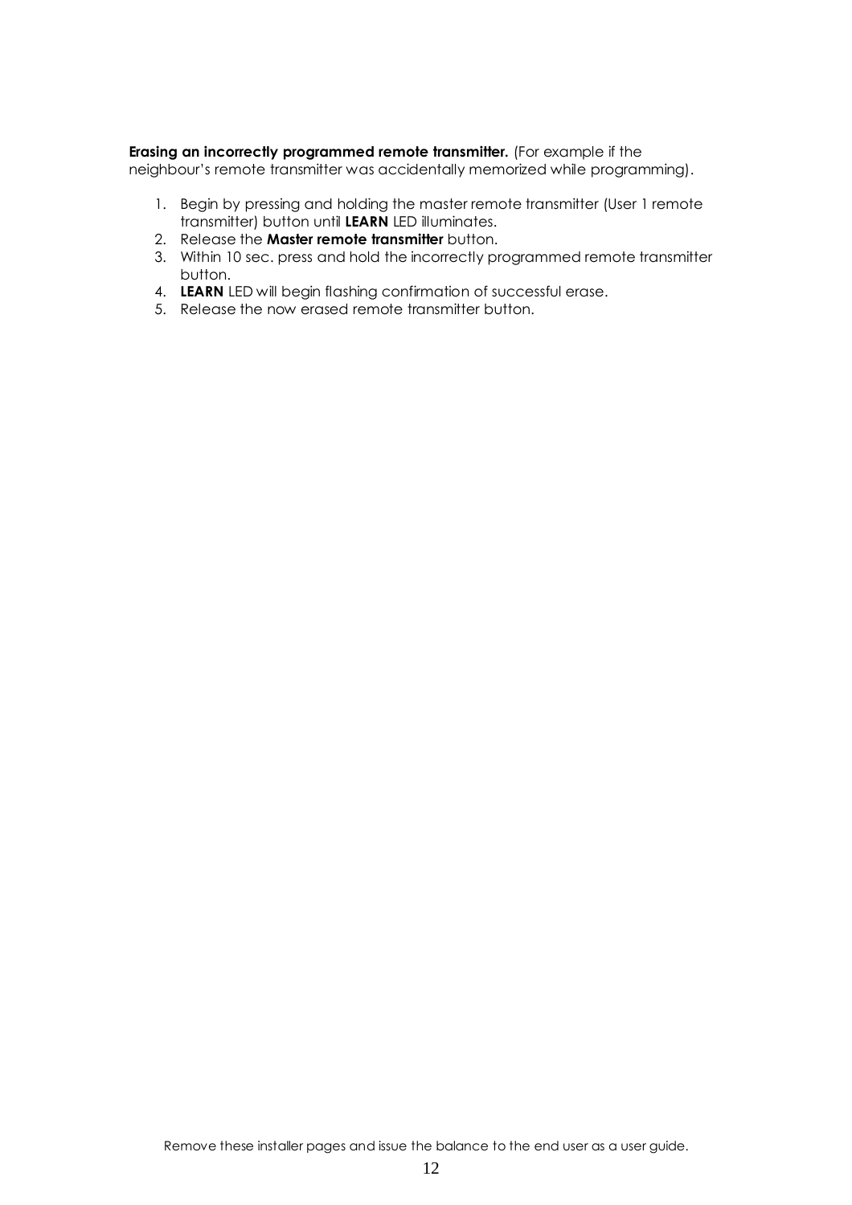**Erasing an incorrectly programmed remote transmitter.** (For example if the neighbour's remote transmitter was accidentally memorized while programming).

1. Begin by pressing and holding the master remote transmitter (User 1 remote transmitter) button until **LEARN** LED illuminates.
2. Release the **Master remote transmitter** button.
3. Within 10 sec. press and hold the incorrectly programmed remote transmitter button.
4. **LEARN** LED will begin flashing confirmation of successful erase.
5. Release the now erased remote transmitter button.

Remove these installer pages and issue the balance to the end user as a user guide.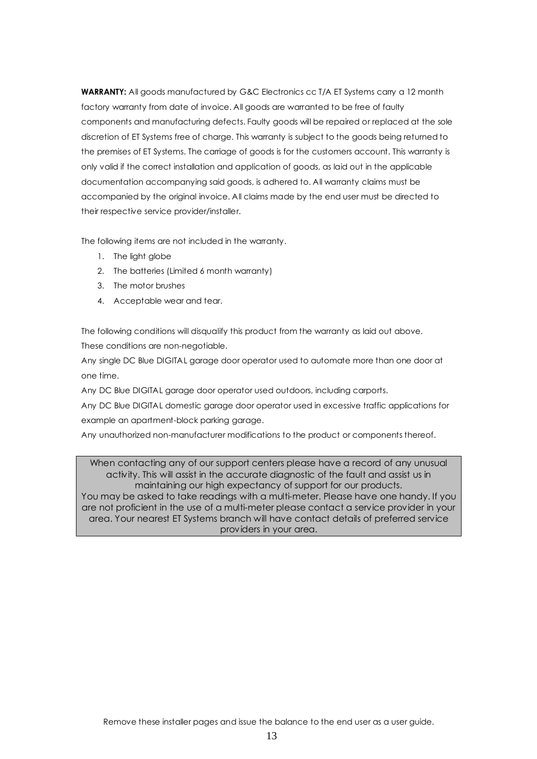**WARRANTY:** All goods manufactured by G&C Electronics cc T/A ET Systems carry a 12 month factory warranty from date of invoice. All goods are warranted to be free of faulty components and manufacturing defects. Faulty goods will be repaired or replaced at the sole discretion of ET Systems free of charge. This warranty is subject to the goods being returned to the premises of ET Systems. The carriage of goods is for the customers account. This warranty is only valid if the correct installation and application of goods, as laid out in the applicable documentation accompanying said goods, is adhered to. All warranty claims must be accompanied by the original invoice. All claims made by the end user must be directed to their respective service provider/installer.

The following items are not included in the warranty.

1. The light globe
2. The batteries (Limited 6 month warranty)
3. The motor brushes
4. Acceptable wear and tear.

The following conditions will disqualify this product from the warranty as laid out above. These conditions are non-negotiable.

Any single DC Blue DIGITAL garage door operator used to automate more than one door at one time.

Any DC Blue DIGITAL garage door operator used outdoors, including carports.

Any DC Blue DIGITAL domestic garage door operator used in excessive traffic applications for example an apartment-block parking garage.

Any unauthorized non-manufacturer modifications to the product or components thereof.

When contacting any of our support centers please have a record of any unusual activity. This will assist in the accurate diagnostic of the fault and assist us in maintaining our high expectancy of support for our products.
You may be asked to take readings with a multi-meter. Please have one handy. If you are not proficient in the use of a multi-meter please contact a service provider in your area. Your nearest ET Systems branch will have contact details of preferred service providers in your area.

Remove these installer pages and issue the balance to the end user as a user guide.